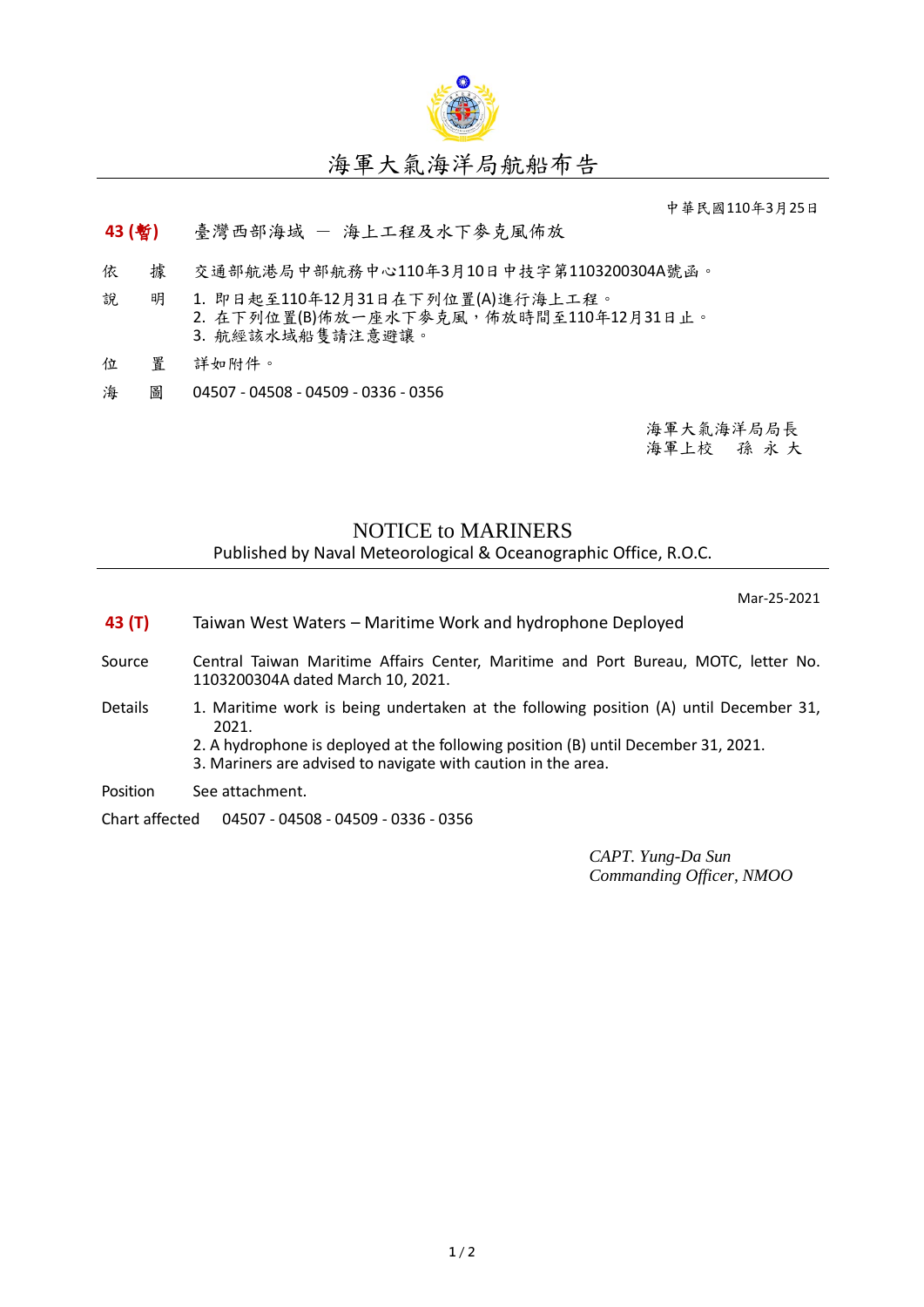# 海軍大氣海洋局航船布告

中華民國110年3月25日

**43 (暫)** 臺灣西部海域 － 海上工程及水下麥克風佈放

依　據　交通部航港局中部航務中心110年3月10日中技字第1103200304A號函。

說　明　
1. 即日起至110年12月31日在下列位置(A)進行海上工程。
2. 在下列位置(B)佈放一座水下麥克風，佈放時間至110年12月31日止。
3. 航經該水域船隻請注意避讓。

位　置　詳如附件。

海　圖　04507 - 04508 - 04509 - 0336 - 0356

海軍大氣海洋局局長
海軍上校　孫 永 大

## NOTICE to MARINERS

Published by Naval Meteorological & Oceanographic Office, R.O.C.

Mar-25-2021

**43 (T)** Taiwan West Waters – Maritime Work and hydrophone Deployed

Source　Central Taiwan Maritime Affairs Center, Maritime and Port Bureau, MOTC, letter No. 1103200304A dated March 10, 2021.

Details
1. Maritime work is being undertaken at the following position (A) until December 31, 2021.
2. A hydrophone is deployed at the following position (B) until December 31, 2021.
3. Mariners are advised to navigate with caution in the area.

Position　See attachment.

Chart affected　04507 - 04508 - 04509 - 0336 - 0356

*CAPT. Yung-Da Sun*
*Commanding Officer, NMOO*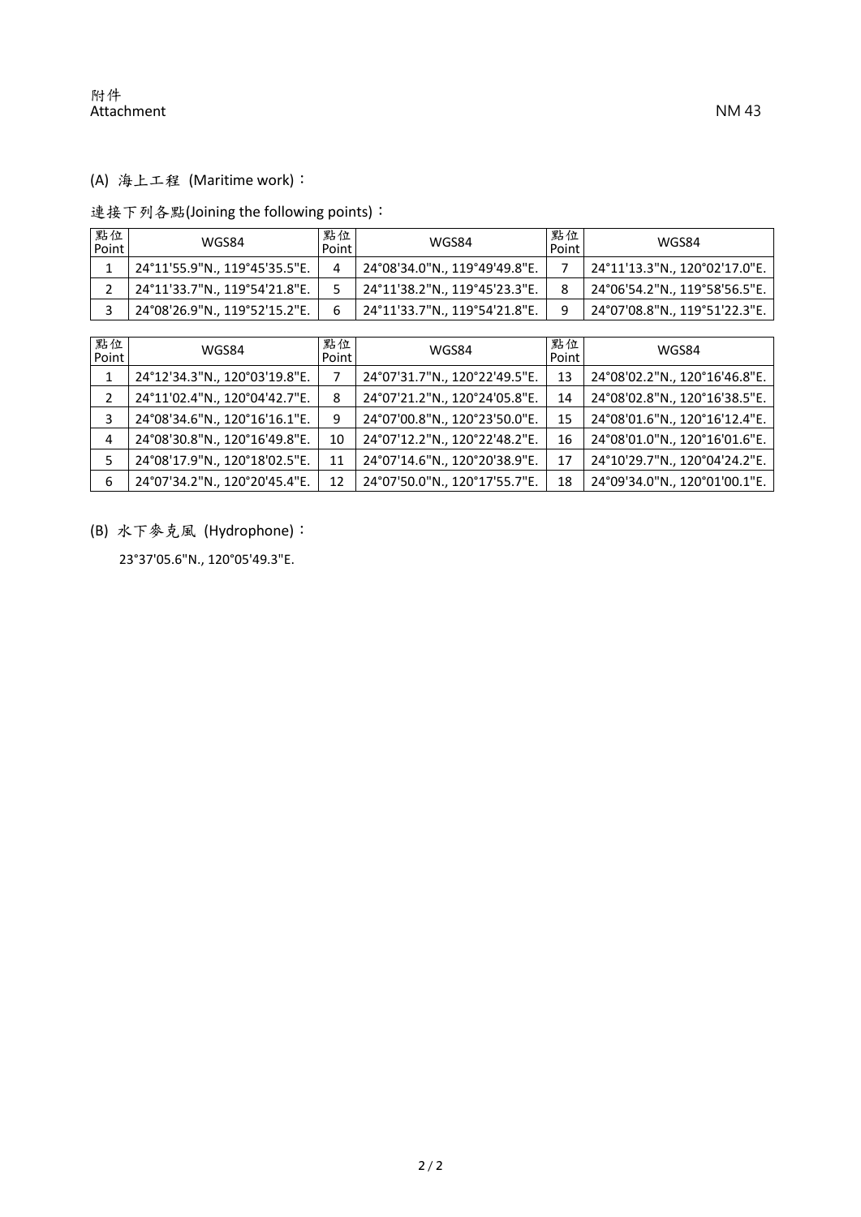附件
Attachment

NM 43

(A) 海上工程 (Maritime work)：

連接下列各點(Joining the following points)：

| 點位 Point | WGS84 | 點位 Point | WGS84 | 點位 Point | WGS84 |
|---|---|---|---|---|---|
| 1 | 24°11'55.9"N., 119°45'35.5"E. | 4 | 24°08'34.0"N., 119°49'49.8"E. | 7 | 24°11'13.3"N., 120°02'17.0"E. |
| 2 | 24°11'33.7"N., 119°54'21.8"E. | 5 | 24°11'38.2"N., 119°45'23.3"E. | 8 | 24°06'54.2"N., 119°58'56.5"E. |
| 3 | 24°08'26.9"N., 119°52'15.2"E. | 6 | 24°11'33.7"N., 119°54'21.8"E. | 9 | 24°07'08.8"N., 119°51'22.3"E. |

| 點位 Point | WGS84 | 點位 Point | WGS84 | 點位 Point | WGS84 |
|---|---|---|---|---|---|
| 1 | 24°12'34.3"N., 120°03'19.8"E. | 7 | 24°07'31.7"N., 120°22'49.5"E. | 13 | 24°08'02.2"N., 120°16'46.8"E. |
| 2 | 24°11'02.4"N., 120°04'42.7"E. | 8 | 24°07'21.2"N., 120°24'05.8"E. | 14 | 24°08'02.8"N., 120°16'38.5"E. |
| 3 | 24°08'34.6"N., 120°16'16.1"E. | 9 | 24°07'00.8"N., 120°23'50.0"E. | 15 | 24°08'01.6"N., 120°16'12.4"E. |
| 4 | 24°08'30.8"N., 120°16'49.8"E. | 10 | 24°07'12.2"N., 120°22'48.2"E. | 16 | 24°08'01.0"N., 120°16'01.6"E. |
| 5 | 24°08'17.9"N., 120°18'02.5"E. | 11 | 24°07'14.6"N., 120°20'38.9"E. | 17 | 24°10'29.7"N., 120°04'24.2"E. |
| 6 | 24°07'34.2"N., 120°20'45.4"E. | 12 | 24°07'50.0"N., 120°17'55.7"E. | 18 | 24°09'34.0"N., 120°01'00.1"E. |

(B) 水下麥克風 (Hydrophone)：

23°37'05.6"N., 120°05'49.3"E.